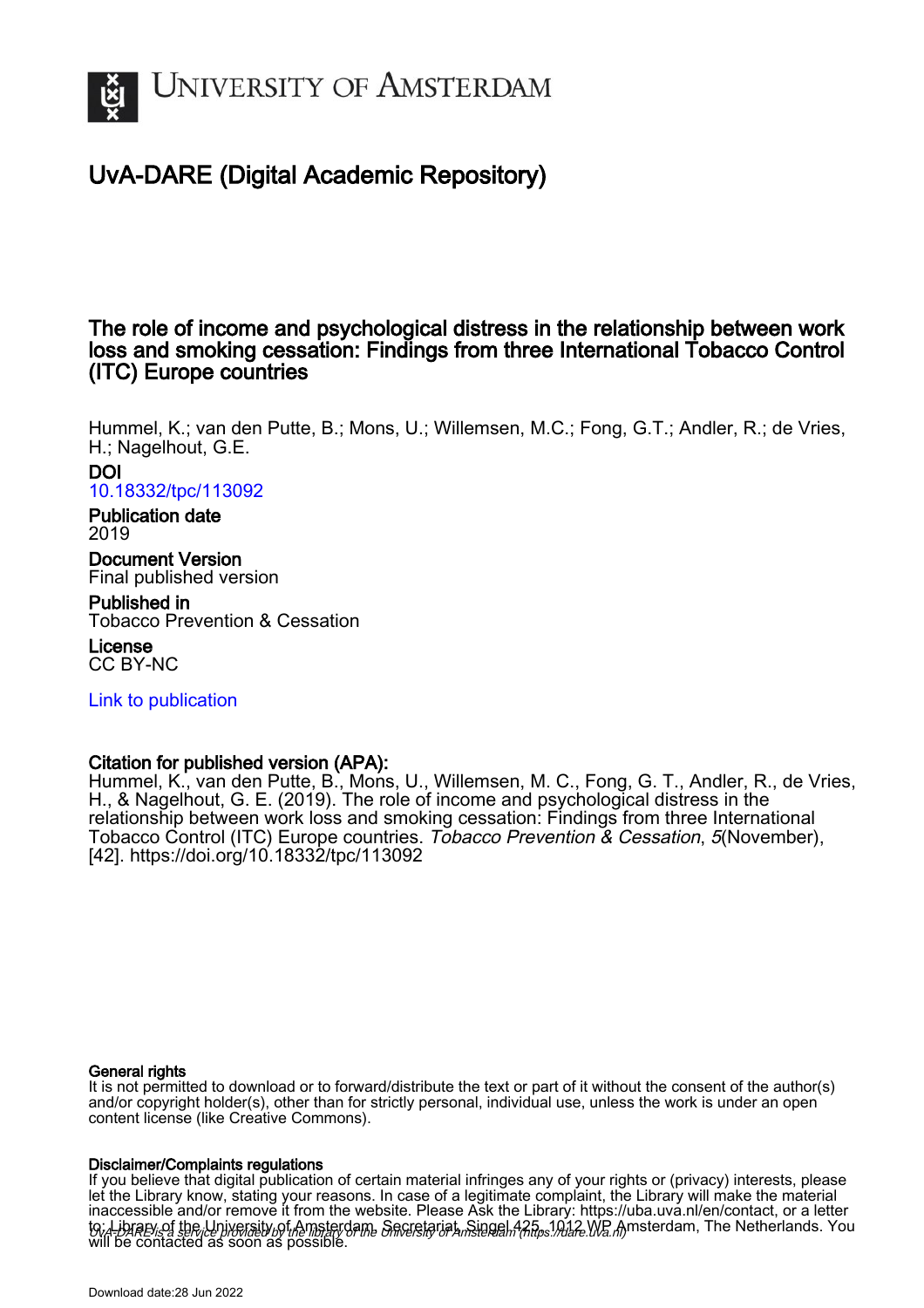# UvA-DARE (Digital Academic Repository)

## The role of income and psychological distress in the relationship between work loss and smoking cessation: Findings from three International Tobacco Control (ITC) Europe countries

Hummel, K.; van den Putte, B.; Mons, U.; Willemsen, M.C.; Fong, G.T.; Andler, R.; de Vries, H.; Nagelhout, G.E.

**DOI**
10.18332/tpc/113092

**Publication date**
2019

**Document Version**
Final published version

**Published in**
Tobacco Prevention & Cessation

**License**
CC BY-NC

Link to publication

**Citation for published version (APA):**
Hummel, K., van den Putte, B., Mons, U., Willemsen, M. C., Fong, G. T., Andler, R., de Vries, H., & Nagelhout, G. E. (2019). The role of income and psychological distress in the relationship between work loss and smoking cessation: Findings from three International Tobacco Control (ITC) Europe countries. *Tobacco Prevention & Cessation*, *5*(November), [42]. https://doi.org/10.18332/tpc/113092

**General rights**
It is not permitted to download or to forward/distribute the text or part of it without the consent of the author(s) and/or copyright holder(s), other than for strictly personal, individual use, unless the work is under an open content license (like Creative Commons).

**Disclaimer/Complaints regulations**
If you believe that digital publication of certain material infringes any of your rights or (privacy) interests, please let the Library know, stating your reasons. In case of a legitimate complaint, the Library will make the material inaccessible and/or remove it from the website. Please Ask the Library: https://uba.uva.nl/en/contact, or a letter to: Library of the University of Amsterdam, Secretariat, Singel 425, 1012 WP Amsterdam, The Netherlands. You will be contacted as soon as possible.

UvA-DARE is a service provided by the library of the University of Amsterdam (https://dare.uva.nl)

Download date:28 Jun 2022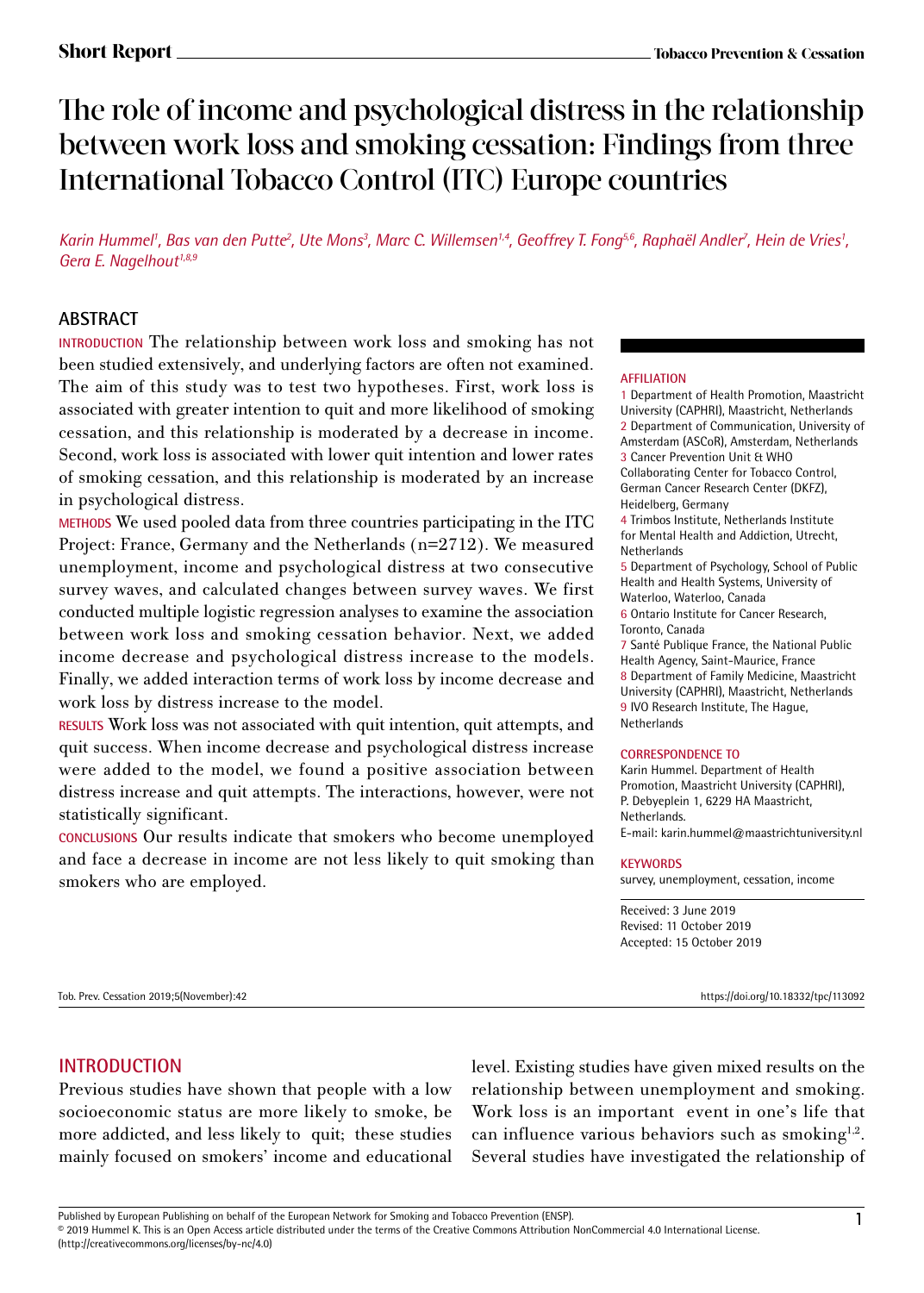# The role of income and psychological distress in the relationship between work loss and smoking cessation: Findings from three International Tobacco Control (ITC) Europe countries

*Karin Hummel[1], Bas van den Putte[2], Ute Mons[3], Marc C. Willemsen[1,4], Geoffrey T. Fong[5,6], Raphaël Andler[7], Hein de Vries[1], Gera E. Nagelhout[1,8,9]*

## ABSTRACT

**INTRODUCTION** The relationship between work loss and smoking has not been studied extensively, and underlying factors are often not examined. The aim of this study was to test two hypotheses. First, work loss is associated with greater intention to quit and more likelihood of smoking cessation, and this relationship is moderated by a decrease in income. Second, work loss is associated with lower quit intention and lower rates of smoking cessation, and this relationship is moderated by an increase in psychological distress.

**METHODS** We used pooled data from three countries participating in the ITC Project: France, Germany and the Netherlands (n=2712). We measured unemployment, income and psychological distress at two consecutive survey waves, and calculated changes between survey waves. We first conducted multiple logistic regression analyses to examine the association between work loss and smoking cessation behavior. Next, we added income decrease and psychological distress increase to the models. Finally, we added interaction terms of work loss by income decrease and work loss by distress increase to the model.

**RESULTS** Work loss was not associated with quit intention, quit attempts, and quit success. When income decrease and psychological distress increase were added to the model, we found a positive association between distress increase and quit attempts. The interactions, however, were not statistically significant.

**CONCLUSIONS** Our results indicate that smokers who become unemployed and face a decrease in income are not less likely to quit smoking than smokers who are employed.

**AFFILIATION**

1 Department of Health Promotion, Maastricht University (CAPHRI), Maastricht, Netherlands
2 Department of Communication, University of Amsterdam (ASCoR), Amsterdam, Netherlands
3 Cancer Prevention Unit & WHO Collaborating Center for Tobacco Control, German Cancer Research Center (DKFZ), Heidelberg, Germany
4 Trimbos Institute, Netherlands Institute for Mental Health and Addiction, Utrecht, Netherlands
5 Department of Psychology, School of Public Health and Health Systems, University of Waterloo, Waterloo, Canada
6 Ontario Institute for Cancer Research, Toronto, Canada
7 Santé Publique France, the National Public Health Agency, Saint-Maurice, France
8 Department of Family Medicine, Maastricht University (CAPHRI), Maastricht, Netherlands
9 IVO Research Institute, The Hague, Netherlands

**CORRESPONDENCE TO**

Karin Hummel. Department of Health Promotion, Maastricht University (CAPHRI), P. Debyeplein 1, 6229 HA Maastricht, Netherlands.
E-mail: karin.hummel@maastrichtuniversity.nl

**KEYWORDS**

survey, unemployment, cessation, income

Received: 3 June 2019
Revised: 11 October 2019
Accepted: 15 October 2019

## INTRODUCTION

Previous studies have shown that people with a low socioeconomic status are more likely to smoke, be more addicted, and less likely to quit; these studies mainly focused on smokers' income and educational level. Existing studies have given mixed results on the relationship between unemployment and smoking. Work loss is an important event in one's life that can influence various behaviors such as smoking[1,2]. Several studies have investigated the relationship of

Published by European Publishing on behalf of the European Network for Smoking and Tobacco Prevention (ENSP).
© 2019 Hummel K. This is an Open Access article distributed under the terms of the Creative Commons Attribution NonCommercial 4.0 International License. (http://creativecommons.org/licenses/by-nc/4.0)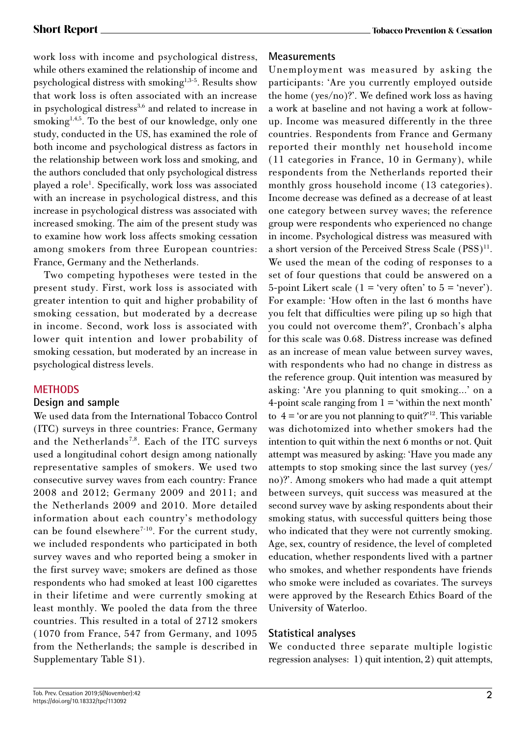work loss with income and psychological distress, while others examined the relationship of income and psychological distress with smoking[1,3-5]. Results show that work loss is often associated with an increase in psychological distress[3,6] and related to increase in smoking[1,4,5]. To the best of our knowledge, only one study, conducted in the US, has examined the role of both income and psychological distress as factors in the relationship between work loss and smoking, and the authors concluded that only psychological distress played a role[1]. Specifically, work loss was associated with an increase in psychological distress, and this increase in psychological distress was associated with increased smoking. The aim of the present study was to examine how work loss affects smoking cessation among smokers from three European countries: France, Germany and the Netherlands.

Two competing hypotheses were tested in the present study. First, work loss is associated with greater intention to quit and higher probability of smoking cessation, but moderated by a decrease in income. Second, work loss is associated with lower quit intention and lower probability of smoking cessation, but moderated by an increase in psychological distress levels.

## METHODS

### Design and sample

We used data from the International Tobacco Control (ITC) surveys in three countries: France, Germany and the Netherlands[7,8]. Each of the ITC surveys used a longitudinal cohort design among nationally representative samples of smokers. We used two consecutive survey waves from each country: France 2008 and 2012; Germany 2009 and 2011; and the Netherlands 2009 and 2010. More detailed information about each country's methodology can be found elsewhere[7-10]. For the current study, we included respondents who participated in both survey waves and who reported being a smoker in the first survey wave; smokers are defined as those respondents who had smoked at least 100 cigarettes in their lifetime and were currently smoking at least monthly. We pooled the data from the three countries. This resulted in a total of 2712 smokers (1070 from France, 547 from Germany, and 1095 from the Netherlands; the sample is described in Supplementary Table S1).

### Measurements

Unemployment was measured by asking the participants: 'Are you currently employed outside the home (yes/no)?'. We defined work loss as having a work at baseline and not having a work at follow-up. Income was measured differently in the three countries. Respondents from France and Germany reported their monthly net household income (11 categories in France, 10 in Germany), while respondents from the Netherlands reported their monthly gross household income (13 categories). Income decrease was defined as a decrease of at least one category between survey waves; the reference group were respondents who experienced no change in income. Psychological distress was measured with a short version of the Perceived Stress Scale (PSS)[11]. We used the mean of the coding of responses to a set of four questions that could be answered on a 5-point Likert scale (1 = 'very often' to 5 = 'never'). For example: 'How often in the last 6 months have you felt that difficulties were piling up so high that you could not overcome them?', Cronbach's alpha for this scale was 0.68. Distress increase was defined as an increase of mean value between survey waves, with respondents who had no change in distress as the reference group. Quit intention was measured by asking: 'Are you planning to quit smoking...' on a 4-point scale ranging from 1 = 'within the next month' to 4 = 'or are you not planning to quit?'[12]. This variable was dichotomized into whether smokers had the intention to quit within the next 6 months or not. Quit attempt was measured by asking: 'Have you made any attempts to stop smoking since the last survey (yes/no)?'. Among smokers who had made a quit attempt between surveys, quit success was measured at the second survey wave by asking respondents about their smoking status, with successful quitters being those who indicated that they were not currently smoking. Age, sex, country of residence, the level of completed education, whether respondents lived with a partner who smokes, and whether respondents have friends who smoke were included as covariates. The surveys were approved by the Research Ethics Board of the University of Waterloo.

### Statistical analyses

We conducted three separate multiple logistic regression analyses: 1) quit intention, 2) quit attempts,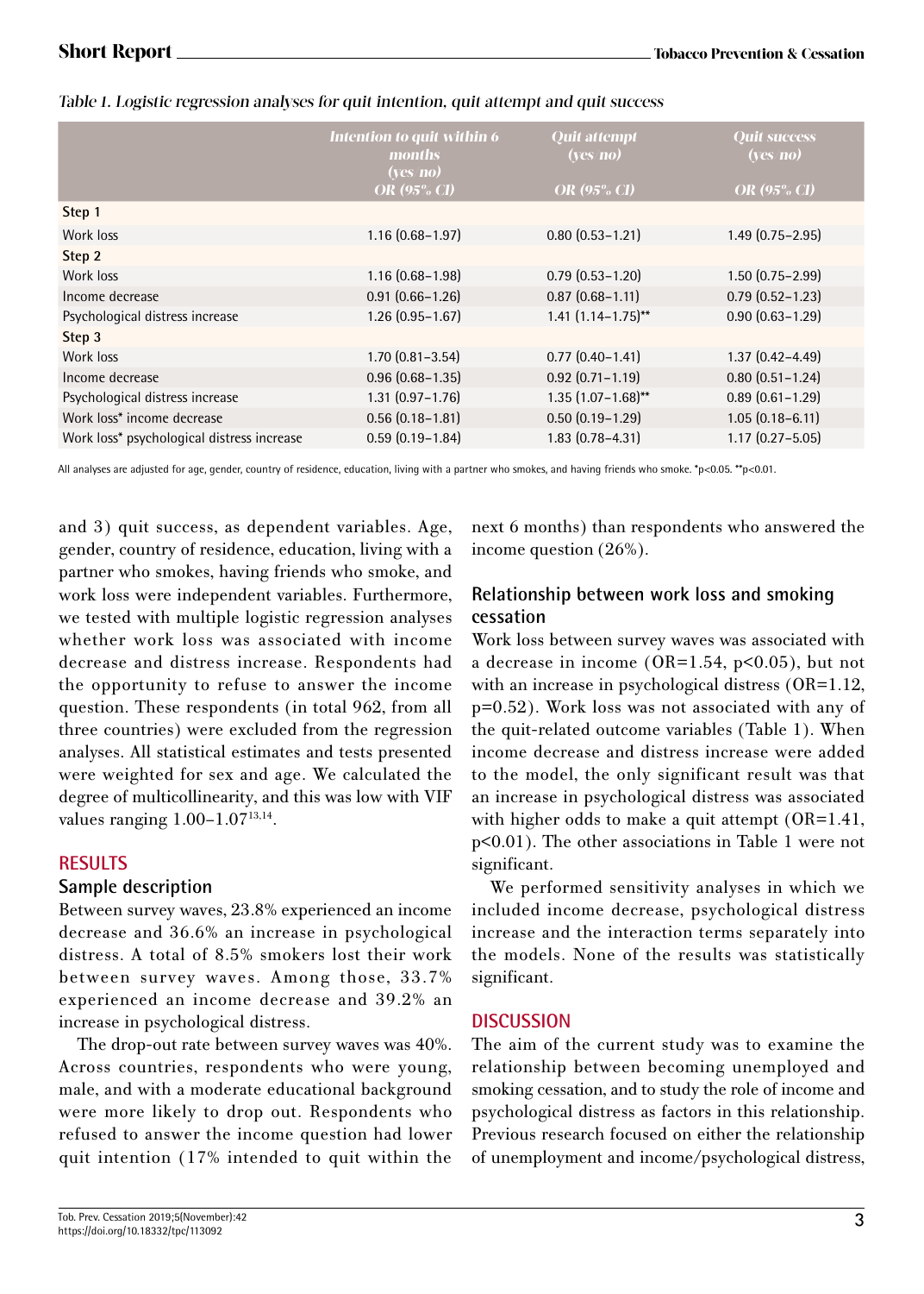*Table 1. Logistic regression analyses for quit intention, quit attempt and quit success*

| | *Intention to quit within 6 months (yes/no)* *OR (95% CI)* | *Quit attempt (yes/no)* *OR (95% CI)* | *Quit success (yes/no)* *OR (95% CI)* |
|---|---|---|---|
| **Step 1** | | | |
| Work loss | 1.16 (0.68–1.97) | 0.80 (0.53–1.21) | 1.49 (0.75–2.95) |
| **Step 2** | | | |
| Work loss | 1.16 (0.68–1.98) | 0.79 (0.53–1.20) | 1.50 (0.75–2.99) |
| Income decrease | 0.91 (0.66–1.26) | 0.87 (0.68–1.11) | 0.79 (0.52–1.23) |
| Psychological distress increase | 1.26 (0.95–1.67) | 1.41 (1.14–1.75)** | 0.90 (0.63–1.29) |
| **Step 3** | | | |
| Work loss | 1.70 (0.81–3.54) | 0.77 (0.40–1.41) | 1.37 (0.42–4.49) |
| Income decrease | 0.96 (0.68–1.35) | 0.92 (0.71–1.19) | 0.80 (0.51–1.24) |
| Psychological distress increase | 1.31 (0.97–1.76) | 1.35 (1.07–1.68)** | 0.89 (0.61–1.29) |
| Work loss* income decrease | 0.56 (0.18–1.81) | 0.50 (0.19–1.29) | 1.05 (0.18–6.11) |
| Work loss* psychological distress increase | 0.59 (0.19–1.84) | 1.83 (0.78–4.31) | 1.17 (0.27–5.05) |

All analyses are adjusted for age, gender, country of residence, education, living with a partner who smokes, and having friends who smoke. *p<0.05. **p<0.01.

and 3) quit success, as dependent variables. Age, gender, country of residence, education, living with a partner who smokes, having friends who smoke, and work loss were independent variables. Furthermore, we tested with multiple logistic regression analyses whether work loss was associated with income decrease and distress increase. Respondents had the opportunity to refuse to answer the income question. These respondents (in total 962, from all three countries) were excluded from the regression analyses. All statistical estimates and tests presented were weighted for sex and age. We calculated the degree of multicollinearity, and this was low with VIF values ranging 1.00–1.07[13,14].

## RESULTS

### Sample description

Between survey waves, 23.8% experienced an income decrease and 36.6% an increase in psychological distress. A total of 8.5% smokers lost their work between survey waves. Among those, 33.7% experienced an income decrease and 39.2% an increase in psychological distress.

The drop-out rate between survey waves was 40%. Across countries, respondents who were young, male, and with a moderate educational background were more likely to drop out. Respondents who refused to answer the income question had lower quit intention (17% intended to quit within the next 6 months) than respondents who answered the income question (26%).

### Relationship between work loss and smoking cessation

Work loss between survey waves was associated with a decrease in income (OR=1.54, $p<0.05$), but not with an increase in psychological distress (OR=1.12, p=0.52). Work loss was not associated with any of the quit-related outcome variables (Table 1). When income decrease and distress increase were added to the model, the only significant result was that an increase in psychological distress was associated with higher odds to make a quit attempt (OR=1.41, $p<0.01$). The other associations in Table 1 were not significant.

We performed sensitivity analyses in which we included income decrease, psychological distress increase and the interaction terms separately into the models. None of the results was statistically significant.

## DISCUSSION

The aim of the current study was to examine the relationship between becoming unemployed and smoking cessation, and to study the role of income and psychological distress as factors in this relationship. Previous research focused on either the relationship of unemployment and income/psychological distress,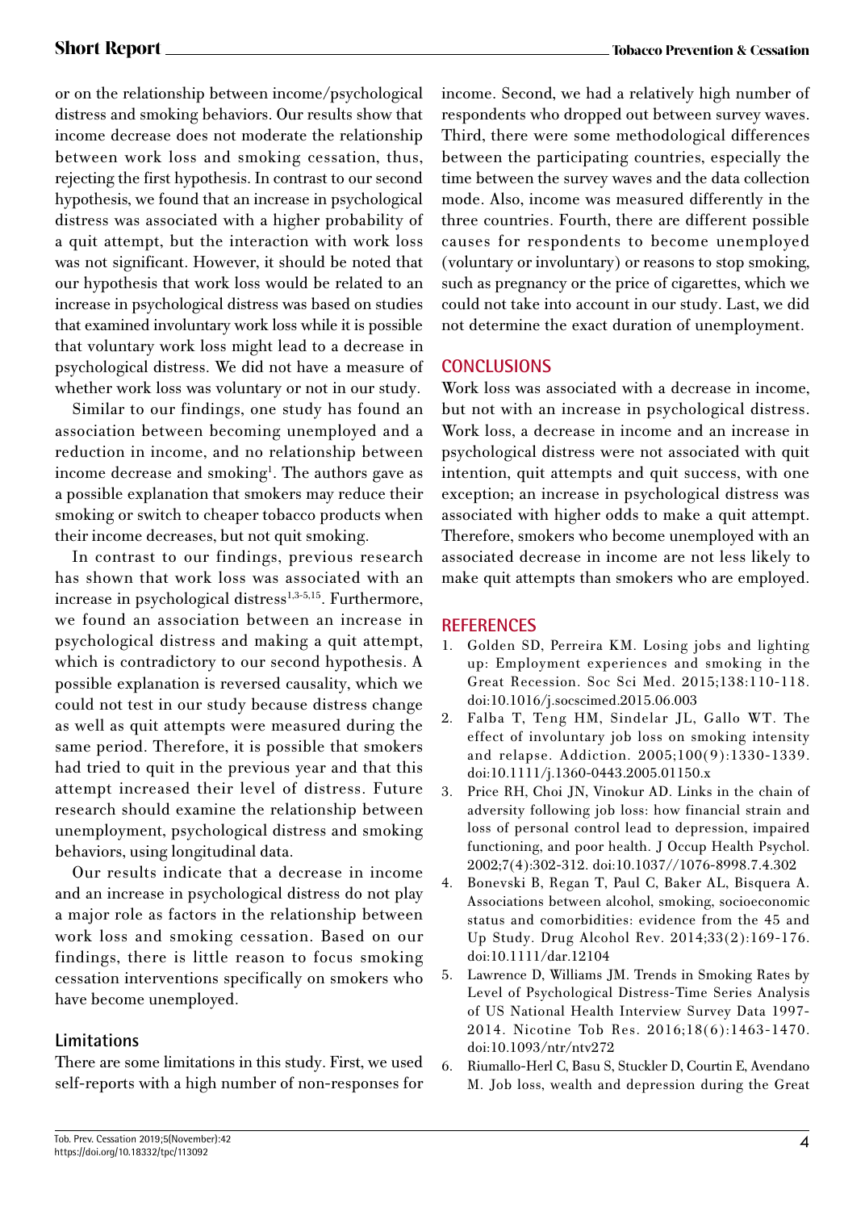or on the relationship between income/psychological distress and smoking behaviors. Our results show that income decrease does not moderate the relationship between work loss and smoking cessation, thus, rejecting the first hypothesis. In contrast to our second hypothesis, we found that an increase in psychological distress was associated with a higher probability of a quit attempt, but the interaction with work loss was not significant. However, it should be noted that our hypothesis that work loss would be related to an increase in psychological distress was based on studies that examined involuntary work loss while it is possible that voluntary work loss might lead to a decrease in psychological distress. We did not have a measure of whether work loss was voluntary or not in our study.

Similar to our findings, one study has found an association between becoming unemployed and a reduction in income, and no relationship between income decrease and smoking[1]. The authors gave as a possible explanation that smokers may reduce their smoking or switch to cheaper tobacco products when their income decreases, but not quit smoking.

In contrast to our findings, previous research has shown that work loss was associated with an increase in psychological distress[1,3-5,15]. Furthermore, we found an association between an increase in psychological distress and making a quit attempt, which is contradictory to our second hypothesis. A possible explanation is reversed causality, which we could not test in our study because distress change as well as quit attempts were measured during the same period. Therefore, it is possible that smokers had tried to quit in the previous year and that this attempt increased their level of distress. Future research should examine the relationship between unemployment, psychological distress and smoking behaviors, using longitudinal data.

Our results indicate that a decrease in income and an increase in psychological distress do not play a major role as factors in the relationship between work loss and smoking cessation. Based on our findings, there is little reason to focus smoking cessation interventions specifically on smokers who have become unemployed.

### Limitations

There are some limitations in this study. First, we used self-reports with a high number of non-responses for income. Second, we had a relatively high number of respondents who dropped out between survey waves. Third, there were some methodological differences between the participating countries, especially the time between the survey waves and the data collection mode. Also, income was measured differently in the three countries. Fourth, there are different possible causes for respondents to become unemployed (voluntary or involuntary) or reasons to stop smoking, such as pregnancy or the price of cigarettes, which we could not take into account in our study. Last, we did not determine the exact duration of unemployment.

## CONCLUSIONS

Work loss was associated with a decrease in income, but not with an increase in psychological distress. Work loss, a decrease in income and an increase in psychological distress were not associated with quit intention, quit attempts and quit success, with one exception; an increase in psychological distress was associated with higher odds to make a quit attempt. Therefore, smokers who become unemployed with an associated decrease in income are not less likely to make quit attempts than smokers who are employed.

## REFERENCES

1. Golden SD, Perreira KM. Losing jobs and lighting up: Employment experiences and smoking in the Great Recession. Soc Sci Med. 2015;138:110-118. doi:10.1016/j.socscimed.2015.06.003
2. Falba T, Teng HM, Sindelar JL, Gallo WT. The effect of involuntary job loss on smoking intensity and relapse. Addiction. 2005;100(9):1330-1339. doi:10.1111/j.1360-0443.2005.01150.x
3. Price RH, Choi JN, Vinokur AD. Links in the chain of adversity following job loss: how financial strain and loss of personal control lead to depression, impaired functioning, and poor health. J Occup Health Psychol. 2002;7(4):302-312. doi:10.1037//1076-8998.7.4.302
4. Bonevski B, Regan T, Paul C, Baker AL, Bisquera A. Associations between alcohol, smoking, socioeconomic status and comorbidities: evidence from the 45 and Up Study. Drug Alcohol Rev. 2014;33(2):169-176. doi:10.1111/dar.12104
5. Lawrence D, Williams JM. Trends in Smoking Rates by Level of Psychological Distress-Time Series Analysis of US National Health Interview Survey Data 1997-2014. Nicotine Tob Res. 2016;18(6):1463-1470. doi:10.1093/ntr/ntv272
6. Riumallo-Herl C, Basu S, Stuckler D, Courtin E, Avendano M. Job loss, wealth and depression during the Great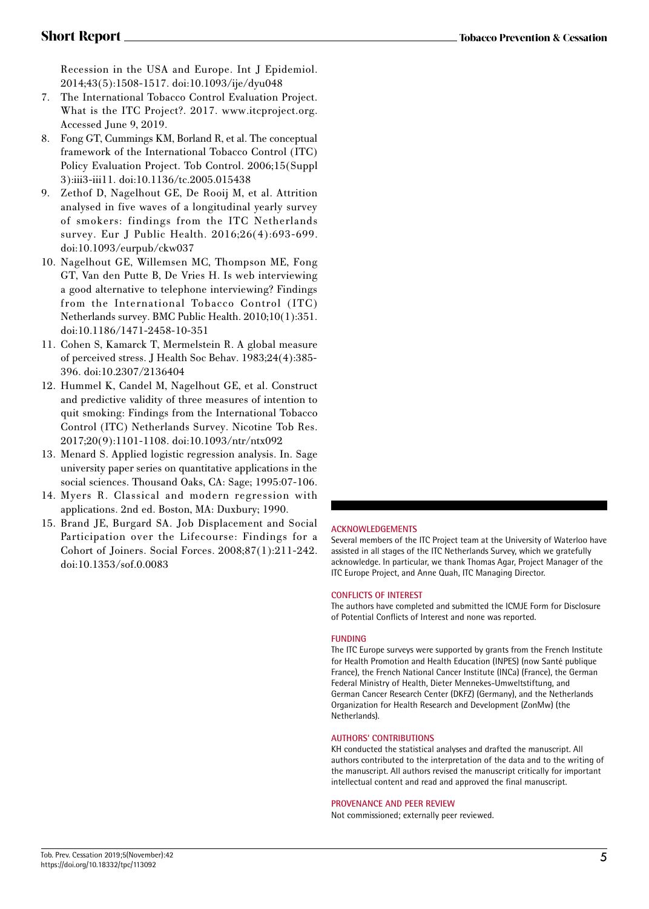Recession in the USA and Europe. Int J Epidemiol. 2014;43(5):1508-1517. doi:10.1093/ije/dyu048

7. The International Tobacco Control Evaluation Project. What is the ITC Project?. 2017. www.itcproject.org. Accessed June 9, 2019.
8. Fong GT, Cummings KM, Borland R, et al. The conceptual framework of the International Tobacco Control (ITC) Policy Evaluation Project. Tob Control. 2006;15(Suppl 3):iii3-iii11. doi:10.1136/tc.2005.015438
9. Zethof D, Nagelhout GE, De Rooij M, et al. Attrition analysed in five waves of a longitudinal yearly survey of smokers: findings from the ITC Netherlands survey. Eur J Public Health. 2016;26(4):693-699. doi:10.1093/eurpub/ckw037
10. Nagelhout GE, Willemsen MC, Thompson ME, Fong GT, Van den Putte B, De Vries H. Is web interviewing a good alternative to telephone interviewing? Findings from the International Tobacco Control (ITC) Netherlands survey. BMC Public Health. 2010;10(1):351. doi:10.1186/1471-2458-10-351
11. Cohen S, Kamarck T, Mermelstein R. A global measure of perceived stress. J Health Soc Behav. 1983;24(4):385-396. doi:10.2307/2136404
12. Hummel K, Candel M, Nagelhout GE, et al. Construct and predictive validity of three measures of intention to quit smoking: Findings from the International Tobacco Control (ITC) Netherlands Survey. Nicotine Tob Res. 2017;20(9):1101-1108. doi:10.1093/ntr/ntx092
13. Menard S. Applied logistic regression analysis. In. Sage university paper series on quantitative applications in the social sciences. Thousand Oaks, CA: Sage; 1995:07-106.
14. Myers R. Classical and modern regression with applications. 2nd ed. Boston, MA: Duxbury; 1990.
15. Brand JE, Burgard SA. Job Displacement and Social Participation over the Lifecourse: Findings for a Cohort of Joiners. Social Forces. 2008;87(1):211-242. doi:10.1353/sof.0.0083

### ACKNOWLEDGEMENTS

Several members of the ITC Project team at the University of Waterloo have assisted in all stages of the ITC Netherlands Survey, which we gratefully acknowledge. In particular, we thank Thomas Agar, Project Manager of the ITC Europe Project, and Anne Quah, ITC Managing Director.

### CONFLICTS OF INTEREST

The authors have completed and submitted the ICMJE Form for Disclosure of Potential Conflicts of Interest and none was reported.

### FUNDING

The ITC Europe surveys were supported by grants from the French Institute for Health Promotion and Health Education (INPES) (now Santé publique France), the French National Cancer Institute (INCa) (France), the German Federal Ministry of Health, Dieter Mennekes-Umweltstiftung, and German Cancer Research Center (DKFZ) (Germany), and the Netherlands Organization for Health Research and Development (ZonMw) (the Netherlands).

### AUTHORS' CONTRIBUTIONS

KH conducted the statistical analyses and drafted the manuscript. All authors contributed to the interpretation of the data and to the writing of the manuscript. All authors revised the manuscript critically for important intellectual content and read and approved the final manuscript.

### PROVENANCE AND PEER REVIEW

Not commissioned; externally peer reviewed.